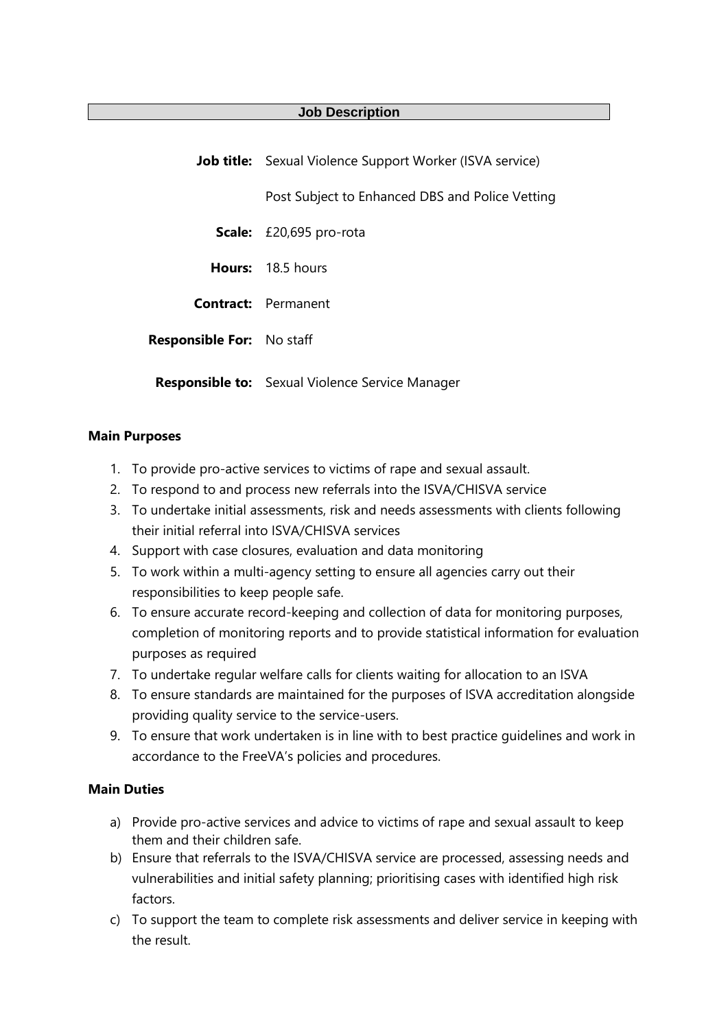# Job Description

**Job title:** Sexual Violence Support Worker (ISVA service)

Post Subject to Enhanced DBS and Police Vetting

**Scale:** £20,695 pro-rota

**Hours:** 18.5 hours

**Contract:** Permanent

**Responsible For:** No staff

**Responsible to:** Sexual Violence Service Manager

## Main Purposes

1. To provide pro-active services to victims of rape and sexual assault.
2. To respond to and process new referrals into the ISVA/CHISVA service
3. To undertake initial assessments, risk and needs assessments with clients following their initial referral into ISVA/CHISVA services
4. Support with case closures, evaluation and data monitoring
5. To work within a multi-agency setting to ensure all agencies carry out their responsibilities to keep people safe.
6. To ensure accurate record-keeping and collection of data for monitoring purposes, completion of monitoring reports and to provide statistical information for evaluation purposes as required
7. To undertake regular welfare calls for clients waiting for allocation to an ISVA
8. To ensure standards are maintained for the purposes of ISVA accreditation alongside providing quality service to the service-users.
9. To ensure that work undertaken is in line with to best practice guidelines and work in accordance to the FreeVA's policies and procedures.

## Main Duties

a) Provide pro-active services and advice to victims of rape and sexual assault to keep them and their children safe.
b) Ensure that referrals to the ISVA/CHISVA service are processed, assessing needs and vulnerabilities and initial safety planning; prioritising cases with identified high risk factors.
c) To support the team to complete risk assessments and deliver service in keeping with the result.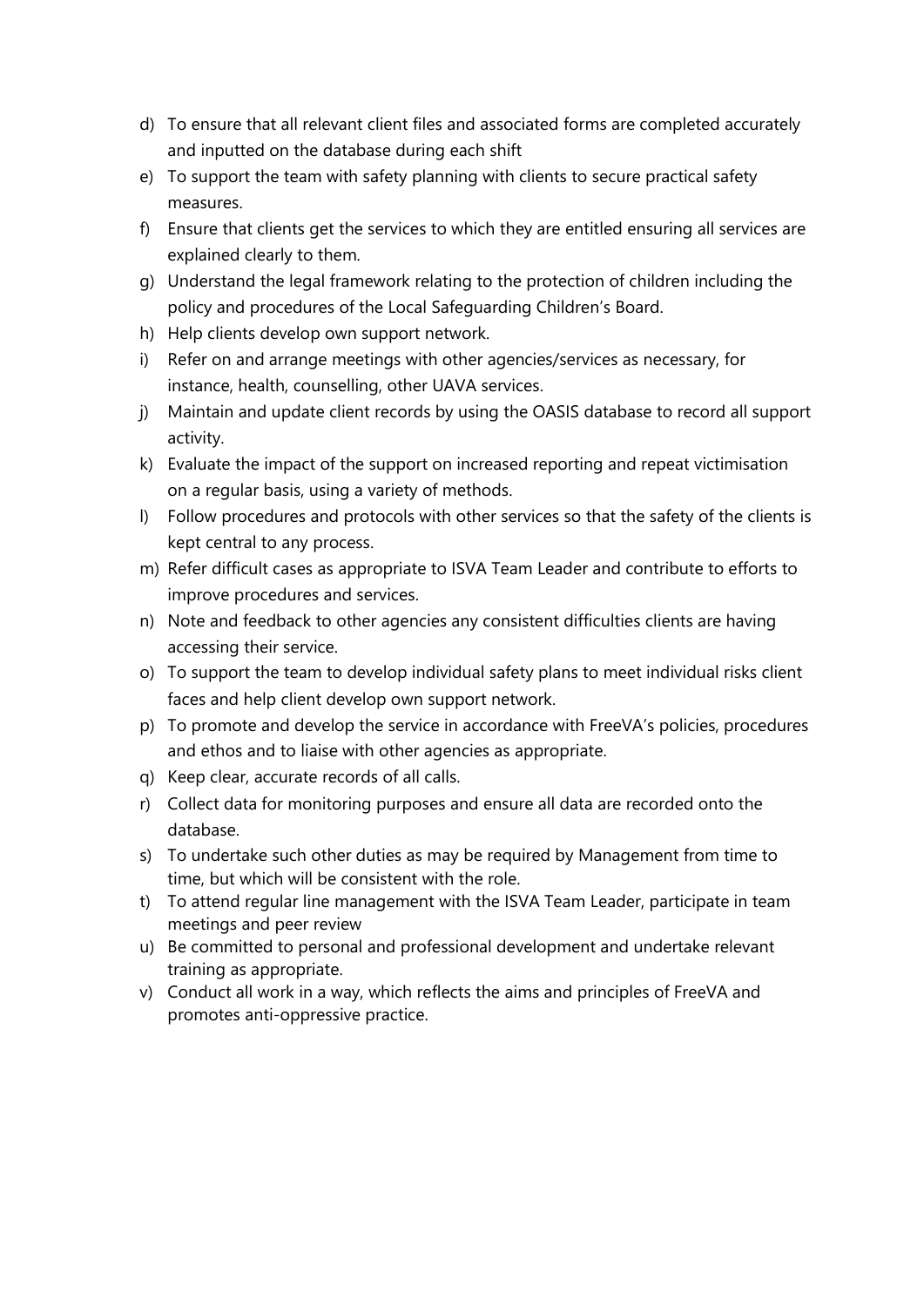d) To ensure that all relevant client files and associated forms are completed accurately and inputted on the database during each shift
e) To support the team with safety planning with clients to secure practical safety measures.
f) Ensure that clients get the services to which they are entitled ensuring all services are explained clearly to them.
g) Understand the legal framework relating to the protection of children including the policy and procedures of the Local Safeguarding Children's Board.
h) Help clients develop own support network.
i) Refer on and arrange meetings with other agencies/services as necessary, for instance, health, counselling, other UAVA services.
j) Maintain and update client records by using the OASIS database to record all support activity.
k) Evaluate the impact of the support on increased reporting and repeat victimisation on a regular basis, using a variety of methods.
l) Follow procedures and protocols with other services so that the safety of the clients is kept central to any process.
m) Refer difficult cases as appropriate to ISVA Team Leader and contribute to efforts to improve procedures and services.
n) Note and feedback to other agencies any consistent difficulties clients are having accessing their service.
o) To support the team to develop individual safety plans to meet individual risks client faces and help client develop own support network.
p) To promote and develop the service in accordance with FreeVA's policies, procedures and ethos and to liaise with other agencies as appropriate.
q) Keep clear, accurate records of all calls.
r) Collect data for monitoring purposes and ensure all data are recorded onto the database.
s) To undertake such other duties as may be required by Management from time to time, but which will be consistent with the role.
t) To attend regular line management with the ISVA Team Leader, participate in team meetings and peer review
u) Be committed to personal and professional development and undertake relevant training as appropriate.
v) Conduct all work in a way, which reflects the aims and principles of FreeVA and promotes anti-oppressive practice.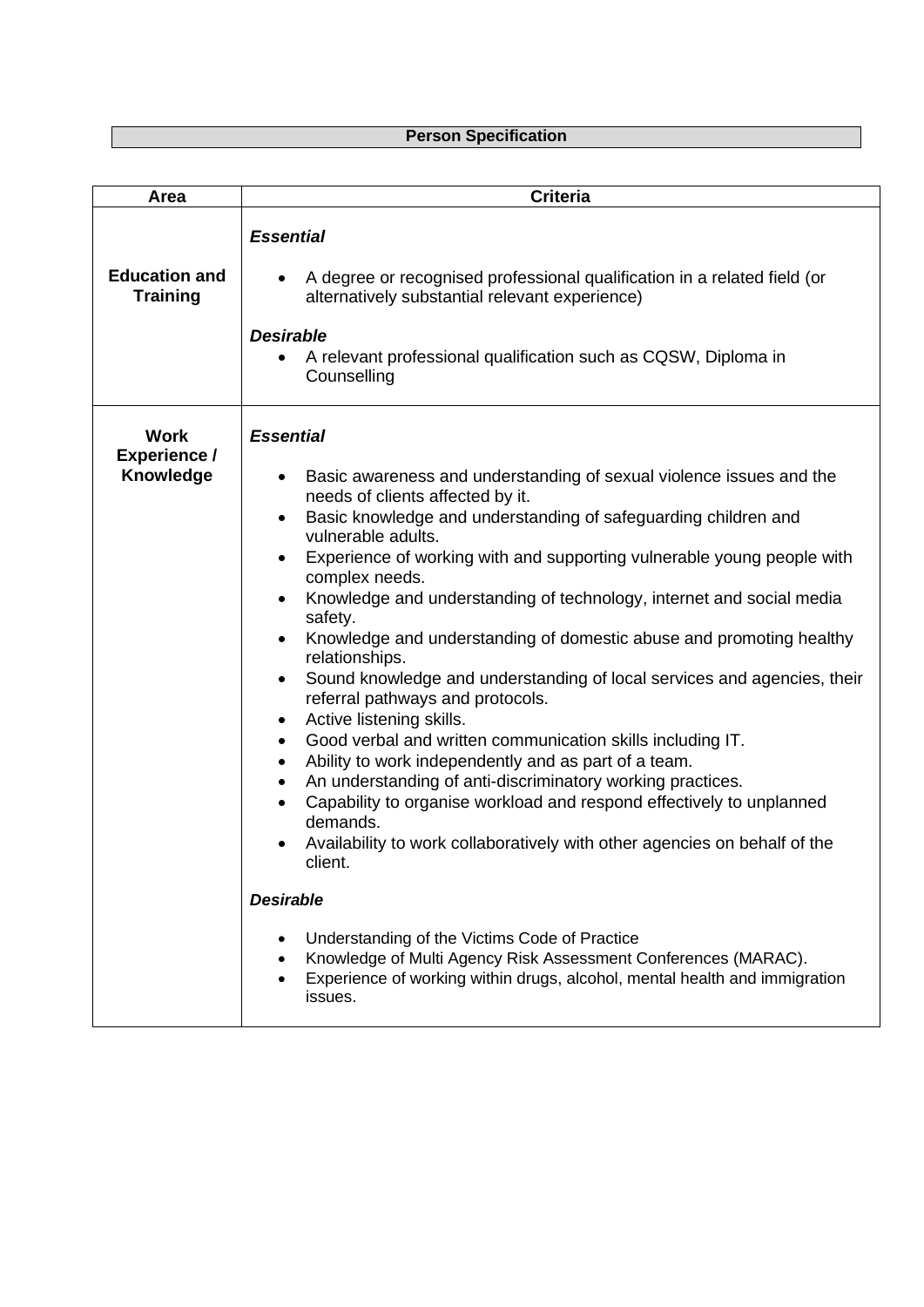## Person Specification

| Area | Criteria |
|---|---|
| **Education and Training** | ***Essential***<br><br>• A degree or recognised professional qualification in a related field (or alternatively substantial relevant experience)<br><br>***Desirable***<br><br>• A relevant professional qualification such as CQSW, Diploma in Counselling |
| **Work Experience / Knowledge** | ***Essential***<br><br>• Basic awareness and understanding of sexual violence issues and the needs of clients affected by it.<br>• Basic knowledge and understanding of safeguarding children and vulnerable adults.<br>• Experience of working with and supporting vulnerable young people with complex needs.<br>• Knowledge and understanding of technology, internet and social media safety.<br>• Knowledge and understanding of domestic abuse and promoting healthy relationships.<br>• Sound knowledge and understanding of local services and agencies, their referral pathways and protocols.<br>• Active listening skills.<br>• Good verbal and written communication skills including IT.<br>• Ability to work independently and as part of a team.<br>• An understanding of anti-discriminatory working practices.<br>• Capability to organise workload and respond effectively to unplanned demands.<br>• Availability to work collaboratively with other agencies on behalf of the client.<br><br>***Desirable***<br><br>• Understanding of the Victims Code of Practice<br>• Knowledge of Multi Agency Risk Assessment Conferences (MARAC).<br>• Experience of working within drugs, alcohol, mental health and immigration issues. |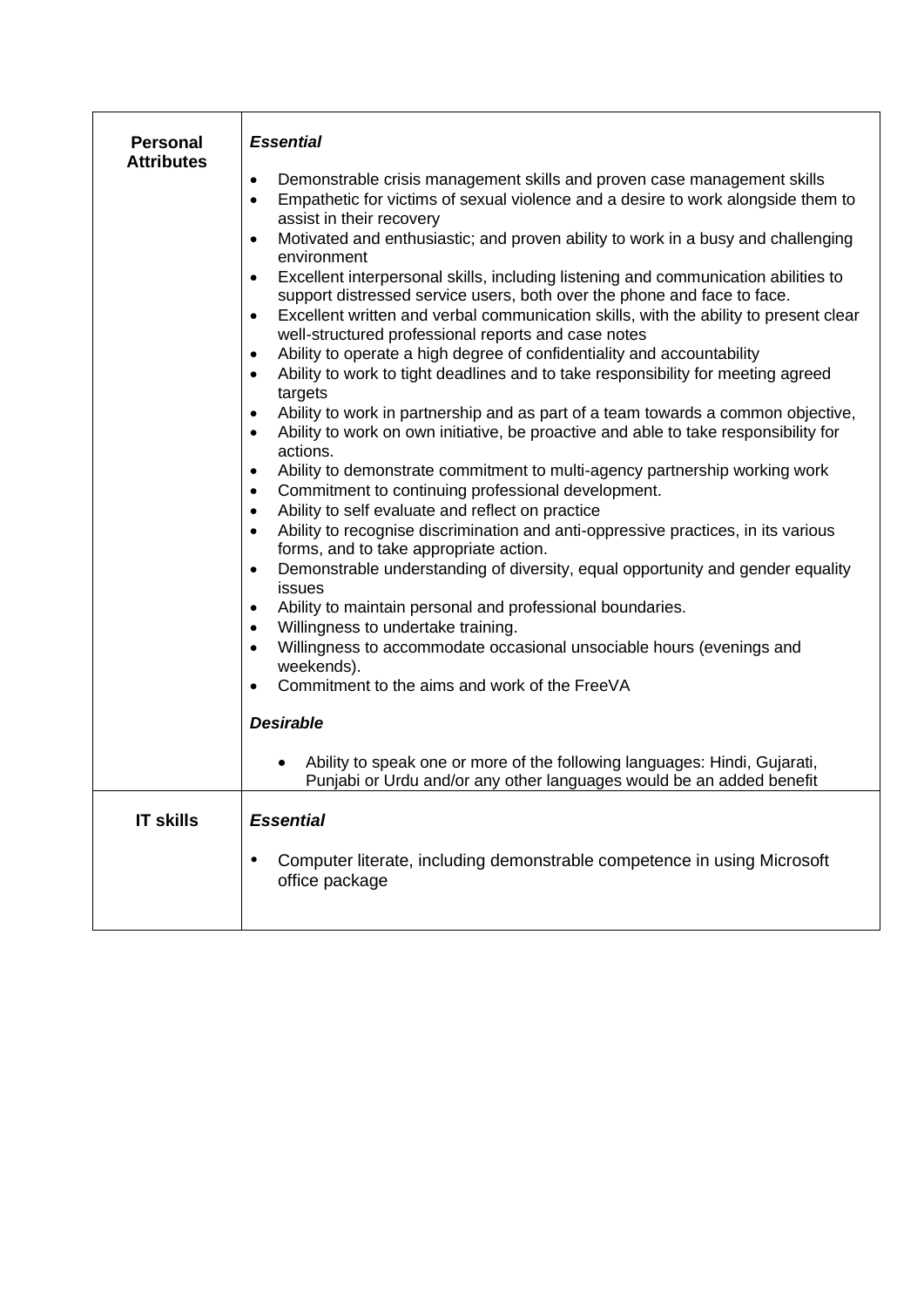| | |
|---|---|
| **Personal Attributes** | ***Essential***<br><br>• Demonstrable crisis management skills and proven case management skills<br>• Empathetic for victims of sexual violence and a desire to work alongside them to assist in their recovery<br>• Motivated and enthusiastic; and proven ability to work in a busy and challenging environment<br>• Excellent interpersonal skills, including listening and communication abilities to support distressed service users, both over the phone and face to face.<br>• Excellent written and verbal communication skills, with the ability to present clear well-structured professional reports and case notes<br>• Ability to operate a high degree of confidentiality and accountability<br>• Ability to work to tight deadlines and to take responsibility for meeting agreed targets<br>• Ability to work in partnership and as part of a team towards a common objective,<br>• Ability to work on own initiative, be proactive and able to take responsibility for actions.<br>• Ability to demonstrate commitment to multi-agency partnership working work<br>• Commitment to continuing professional development.<br>• Ability to self evaluate and reflect on practice<br>• Ability to recognise discrimination and anti-oppressive practices, in its various forms, and to take appropriate action.<br>• Demonstrable understanding of diversity, equal opportunity and gender equality issues<br>• Ability to maintain personal and professional boundaries.<br>• Willingness to undertake training.<br>• Willingness to accommodate occasional unsociable hours (evenings and weekends).<br>• Commitment to the aims and work of the FreeVA<br><br>***Desirable***<br><br>• Ability to speak one or more of the following languages: Hindi, Gujarati, Punjabi or Urdu and/or any other languages would be an added benefit |
| **IT skills** | ***Essential***<br><br>• Computer literate, including demonstrable competence in using Microsoft office package |